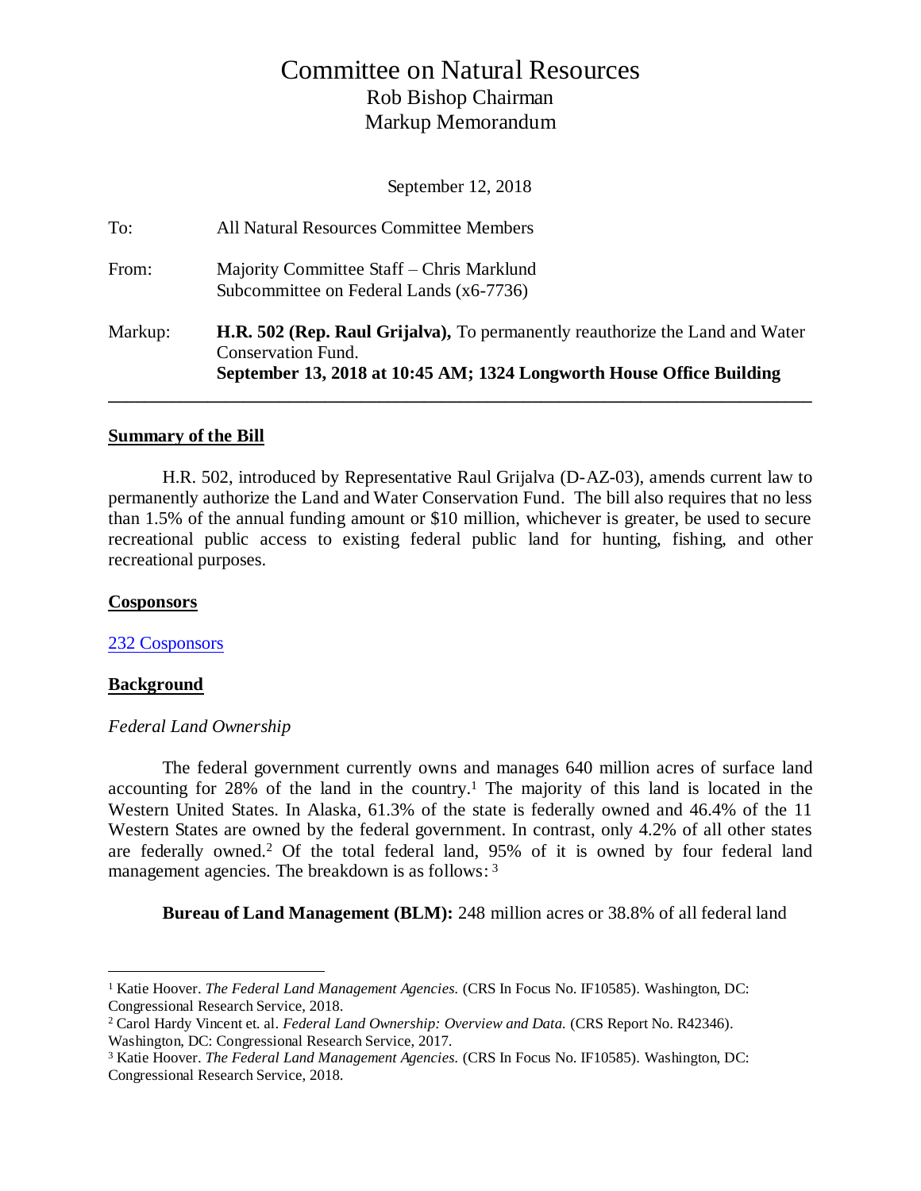# Committee on Natural Resources

## Rob Bishop Chairman

## Markup Memorandum

September 12, 2018

To: All Natural Resources Committee Members

From: Majority Committee Staff – Chris Marklund
Subcommittee on Federal Lands (x6-7736)

Markup: **H.R. 502 (Rep. Raul Grijalva),** To permanently reauthorize the Land and Water Conservation Fund.
**September 13, 2018 at 10:45 AM; 1324 Longworth House Office Building**

---

**Summary of the Bill**

H.R. 502, introduced by Representative Raul Grijalva (D-AZ-03), amends current law to permanently authorize the Land and Water Conservation Fund. The bill also requires that no less than 1.5% of the annual funding amount or $10 million, whichever is greater, be used to secure recreational public access to existing federal public land for hunting, fishing, and other recreational purposes.

**Cosponsors**

232 Cosponsors

**Background**

*Federal Land Ownership*

The federal government currently owns and manages 640 million acres of surface land accounting for 28% of the land in the country.[1] The majority of this land is located in the Western United States. In Alaska, 61.3% of the state is federally owned and 46.4% of the 11 Western States are owned by the federal government. In contrast, only 4.2% of all other states are federally owned.[2] Of the total federal land, 95% of it is owned by four federal land management agencies. The breakdown is as follows: [3]

**Bureau of Land Management (BLM):** 248 million acres or 38.8% of all federal land

---

[1] Katie Hoover. *The Federal Land Management Agencies.* (CRS In Focus No. IF10585). Washington, DC: Congressional Research Service, 2018.

[2] Carol Hardy Vincent et. al. *Federal Land Ownership: Overview and Data.* (CRS Report No. R42346). Washington, DC: Congressional Research Service, 2017.

[3] Katie Hoover. *The Federal Land Management Agencies.* (CRS In Focus No. IF10585). Washington, DC: Congressional Research Service, 2018.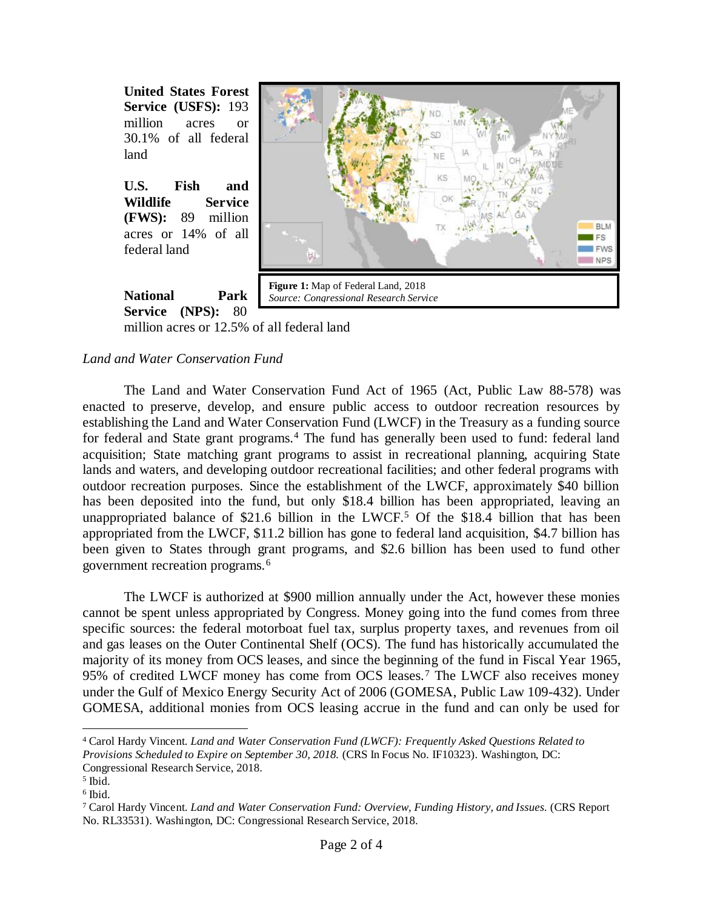**United States Forest Service (USFS):** 193 million acres or 30.1% of all federal land

**U.S. Fish and Wildlife Service (FWS):** 89 million acres or 14% of all federal land

**National Park Service (NPS):** 80 million acres or 12.5% of all federal land

**Figure 1:** Map of Federal Land, 2018
*Source: Congressional Research Service*

*Land and Water Conservation Fund*

The Land and Water Conservation Fund Act of 1965 (Act, Public Law 88-578) was enacted to preserve, develop, and ensure public access to outdoor recreation resources by establishing the Land and Water Conservation Fund (LWCF) in the Treasury as a funding source for federal and State grant programs.[4] The fund has generally been used to fund: federal land acquisition; State matching grant programs to assist in recreational planning, acquiring State lands and waters, and developing outdoor recreational facilities; and other federal programs with outdoor recreation purposes. Since the establishment of the LWCF, approximately $40 billion has been deposited into the fund, but only $18.4 billion has been appropriated, leaving an unappropriated balance of $21.6 billion in the LWCF.[5] Of the $18.4 billion that has been appropriated from the LWCF, $11.2 billion has gone to federal land acquisition, $4.7 billion has been given to States through grant programs, and $2.6 billion has been used to fund other government recreation programs.[6]

The LWCF is authorized at $900 million annually under the Act, however these monies cannot be spent unless appropriated by Congress. Money going into the fund comes from three specific sources: the federal motorboat fuel tax, surplus property taxes, and revenues from oil and gas leases on the Outer Continental Shelf (OCS). The fund has historically accumulated the majority of its money from OCS leases, and since the beginning of the fund in Fiscal Year 1965, 95% of credited LWCF money has come from OCS leases.[7] The LWCF also receives money under the Gulf of Mexico Energy Security Act of 2006 (GOMESA, Public Law 109-432). Under GOMESA, additional monies from OCS leasing accrue in the fund and can only be used for

---

[4] Carol Hardy Vincent. *Land and Water Conservation Fund (LWCF): Frequently Asked Questions Related to Provisions Scheduled to Expire on September 30, 2018.* (CRS In Focus No. IF10323). Washington, DC: Congressional Research Service, 2018.

[5] Ibid.

[6] Ibid.

[7] Carol Hardy Vincent. *Land and Water Conservation Fund: Overview, Funding History, and Issues.* (CRS Report No. RL33531). Washington, DC: Congressional Research Service, 2018.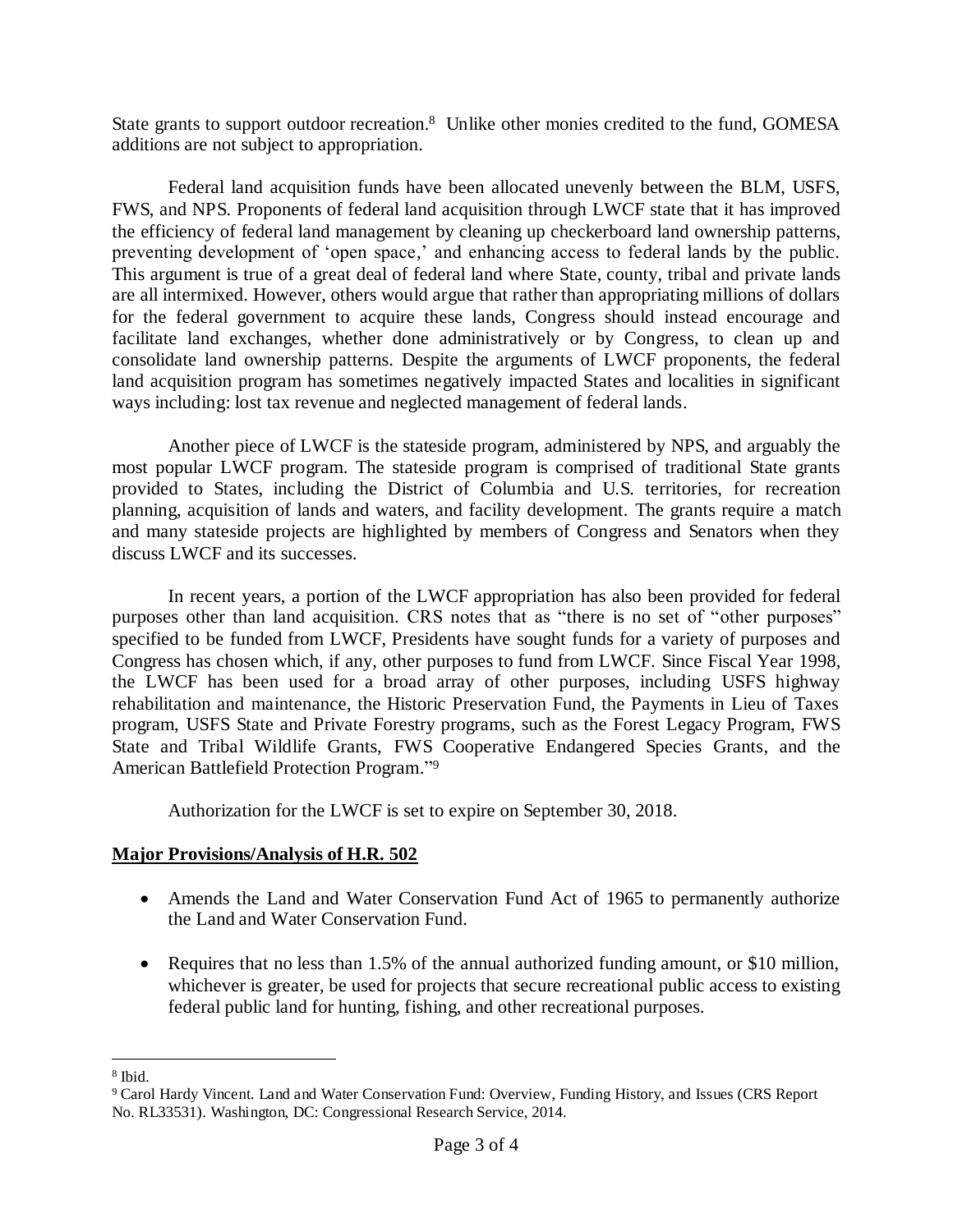State grants to support outdoor recreation.[8] Unlike other monies credited to the fund, GOMESA additions are not subject to appropriation.

Federal land acquisition funds have been allocated unevenly between the BLM, USFS, FWS, and NPS. Proponents of federal land acquisition through LWCF state that it has improved the efficiency of federal land management by cleaning up checkerboard land ownership patterns, preventing development of 'open space,' and enhancing access to federal lands by the public. This argument is true of a great deal of federal land where State, county, tribal and private lands are all intermixed. However, others would argue that rather than appropriating millions of dollars for the federal government to acquire these lands, Congress should instead encourage and facilitate land exchanges, whether done administratively or by Congress, to clean up and consolidate land ownership patterns. Despite the arguments of LWCF proponents, the federal land acquisition program has sometimes negatively impacted States and localities in significant ways including: lost tax revenue and neglected management of federal lands.

Another piece of LWCF is the stateside program, administered by NPS, and arguably the most popular LWCF program. The stateside program is comprised of traditional State grants provided to States, including the District of Columbia and U.S. territories, for recreation planning, acquisition of lands and waters, and facility development. The grants require a match and many stateside projects are highlighted by members of Congress and Senators when they discuss LWCF and its successes.

In recent years, a portion of the LWCF appropriation has also been provided for federal purposes other than land acquisition. CRS notes that as "there is no set of "other purposes" specified to be funded from LWCF, Presidents have sought funds for a variety of purposes and Congress has chosen which, if any, other purposes to fund from LWCF. Since Fiscal Year 1998, the LWCF has been used for a broad array of other purposes, including USFS highway rehabilitation and maintenance, the Historic Preservation Fund, the Payments in Lieu of Taxes program, USFS State and Private Forestry programs, such as the Forest Legacy Program, FWS State and Tribal Wildlife Grants, FWS Cooperative Endangered Species Grants, and the American Battlefield Protection Program."[9]

Authorization for the LWCF is set to expire on September 30, 2018.

**Major Provisions/Analysis of H.R. 502**

- Amends the Land and Water Conservation Fund Act of 1965 to permanently authorize the Land and Water Conservation Fund.
- Requires that no less than 1.5% of the annual authorized funding amount, or $10 million, whichever is greater, be used for projects that secure recreational public access to existing federal public land for hunting, fishing, and other recreational purposes.

---

[8] Ibid.

[9] Carol Hardy Vincent. Land and Water Conservation Fund: Overview, Funding History, and Issues (CRS Report No. RL33531). Washington, DC: Congressional Research Service, 2014.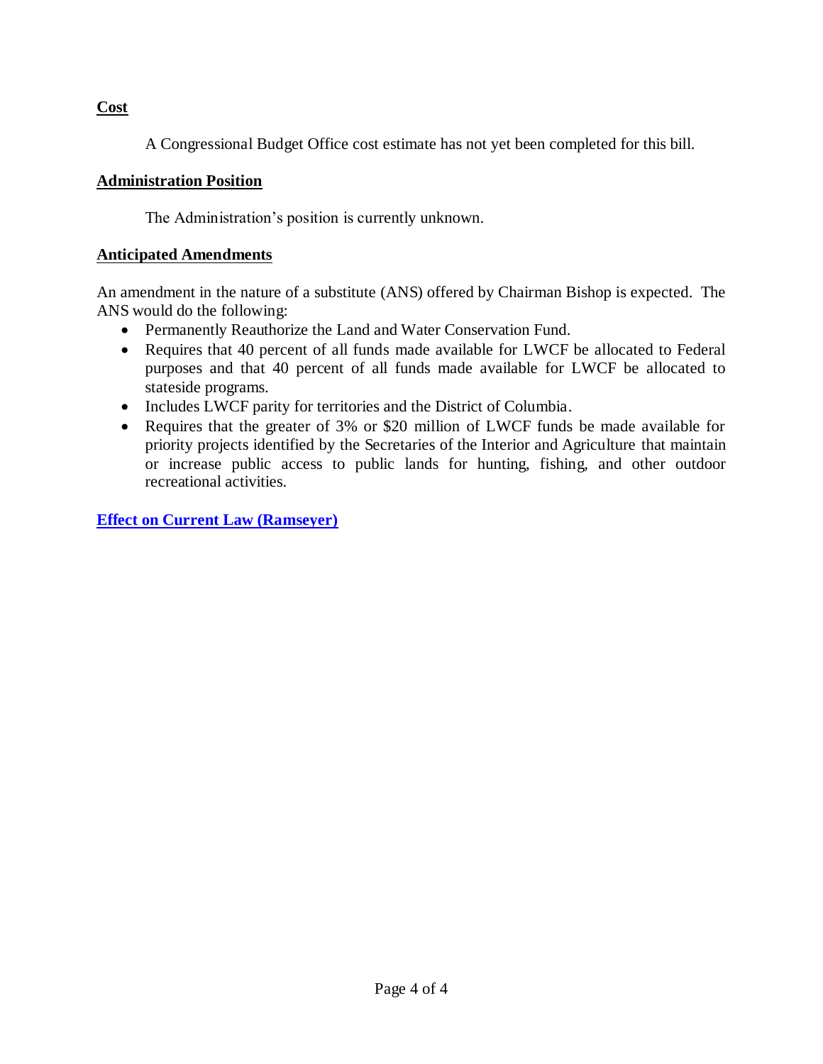## Cost

A Congressional Budget Office cost estimate has not yet been completed for this bill.

## Administration Position

The Administration's position is currently unknown.

## Anticipated Amendments

An amendment in the nature of a substitute (ANS) offered by Chairman Bishop is expected. The ANS would do the following:

- Permanently Reauthorize the Land and Water Conservation Fund.
- Requires that 40 percent of all funds made available for LWCF be allocated to Federal purposes and that 40 percent of all funds made available for LWCF be allocated to stateside programs.
- Includes LWCF parity for territories and the District of Columbia.
- Requires that the greater of 3% or $20 million of LWCF funds be made available for priority projects identified by the Secretaries of the Interior and Agriculture that maintain or increase public access to public lands for hunting, fishing, and other outdoor recreational activities.

**Effect on Current Law (Ramseyer)**